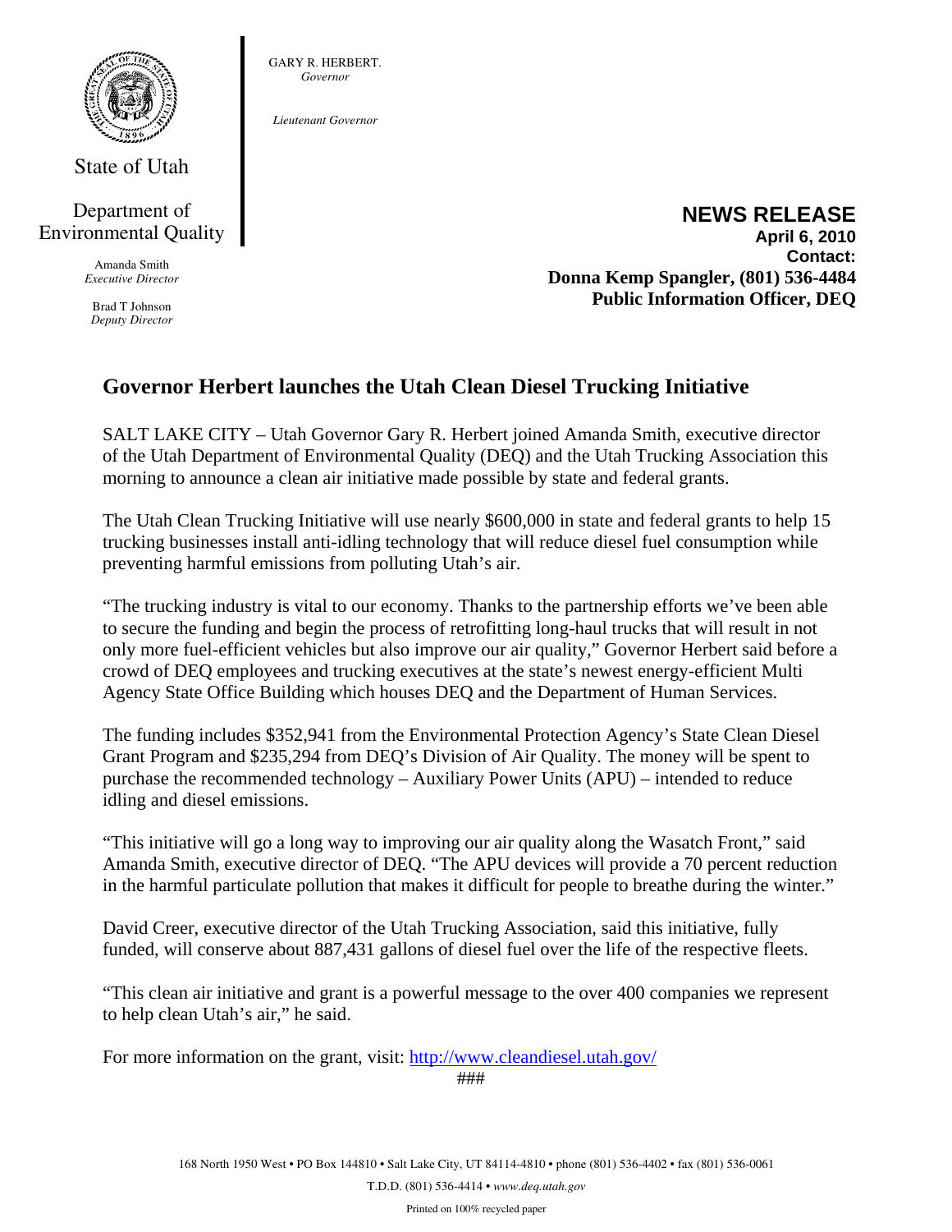State of Utah

Department of Environmental Quality

Amanda Smith
*Executive Director*

Brad T Johnson
*Deputy Director*

GARY R. HERBERT.
*Governor*

*Lieutenant Governor*

**NEWS RELEASE**
**April 6, 2010**
**Contact:**
**Donna Kemp Spangler, (801) 536-4484**
**Public Information Officer, DEQ**

## Governor Herbert launches the Utah Clean Diesel Trucking Initiative

SALT LAKE CITY – Utah Governor Gary R. Herbert joined Amanda Smith, executive director of the Utah Department of Environmental Quality (DEQ) and the Utah Trucking Association this morning to announce a clean air initiative made possible by state and federal grants.

The Utah Clean Trucking Initiative will use nearly $600,000 in state and federal grants to help 15 trucking businesses install anti-idling technology that will reduce diesel fuel consumption while preventing harmful emissions from polluting Utah's air.

"The trucking industry is vital to our economy. Thanks to the partnership efforts we've been able to secure the funding and begin the process of retrofitting long-haul trucks that will result in not only more fuel-efficient vehicles but also improve our air quality," Governor Herbert said before a crowd of DEQ employees and trucking executives at the state's newest energy-efficient Multi Agency State Office Building which houses DEQ and the Department of Human Services.

The funding includes $352,941 from the Environmental Protection Agency's State Clean Diesel Grant Program and $235,294 from DEQ's Division of Air Quality. The money will be spent to purchase the recommended technology – Auxiliary Power Units (APU) – intended to reduce idling and diesel emissions.

"This initiative will go a long way to improving our air quality along the Wasatch Front," said Amanda Smith, executive director of DEQ. "The APU devices will provide a 70 percent reduction in the harmful particulate pollution that makes it difficult for people to breathe during the winter."

David Creer, executive director of the Utah Trucking Association, said this initiative, fully funded, will conserve about 887,431 gallons of diesel fuel over the life of the respective fleets.

"This clean air initiative and grant is a powerful message to the over 400 companies we represent to help clean Utah's air," he said.

For more information on the grant, visit: http://www.cleandiesel.utah.gov/

###

168 North 1950 West • PO Box 144810 • Salt Lake City, UT 84114-4810 • phone (801) 536-4402 • fax (801) 536-0061
T.D.D. (801) 536-4414 • *www.deq.utah.gov*
Printed on 100% recycled paper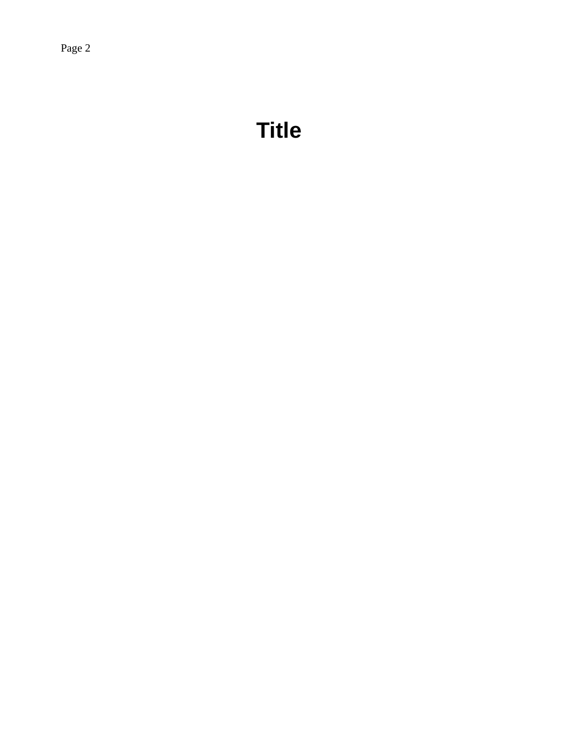# Title